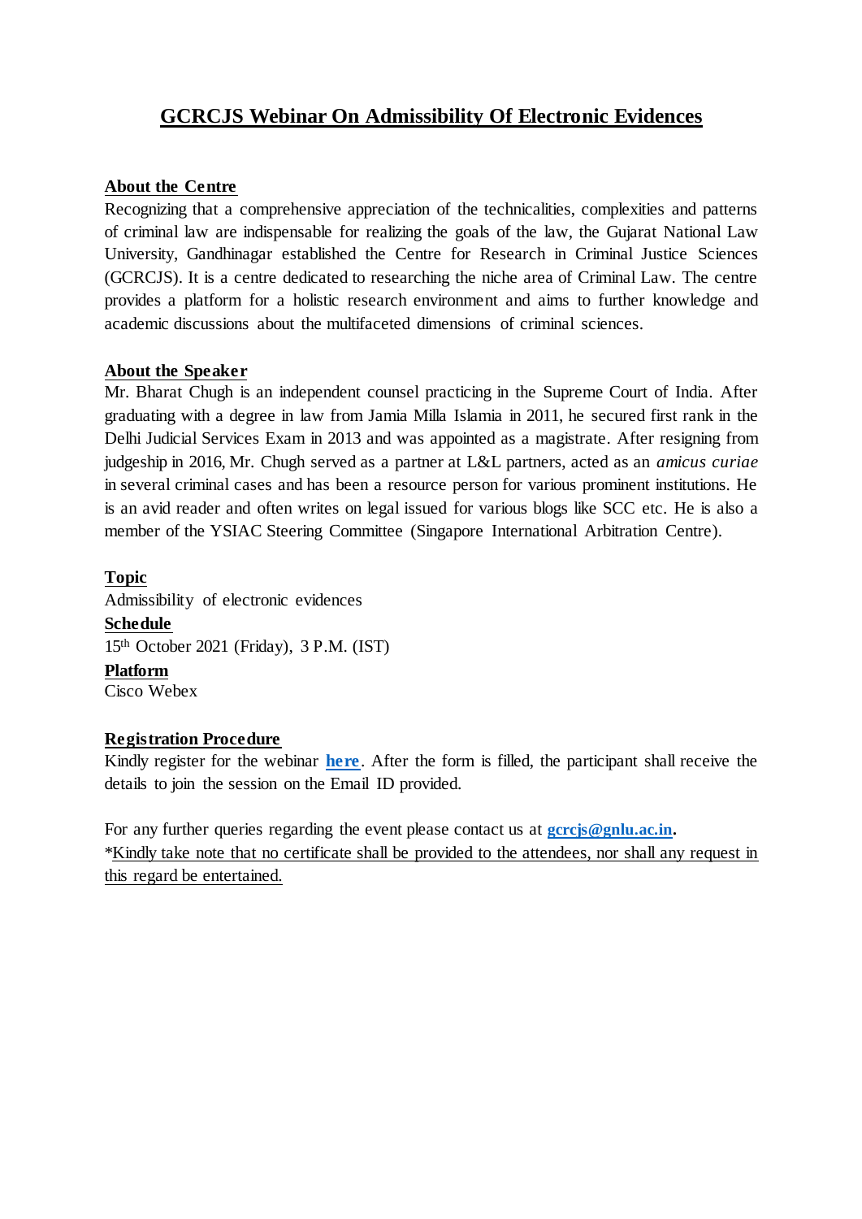# GCRCJS Webinar On Admissibility Of Electronic Evidences

## About the Centre

Recognizing that a comprehensive appreciation of the technicalities, complexities and patterns of criminal law are indispensable for realizing the goals of the law, the Gujarat National Law University, Gandhinagar established the Centre for Research in Criminal Justice Sciences (GCRCJS). It is a centre dedicated to researching the niche area of Criminal Law. The centre provides a platform for a holistic research environment and aims to further knowledge and academic discussions about the multifaceted dimensions of criminal sciences.

## About the Speaker

Mr. Bharat Chugh is an independent counsel practicing in the Supreme Court of India. After graduating with a degree in law from Jamia Milla Islamia in 2011, he secured first rank in the Delhi Judicial Services Exam in 2013 and was appointed as a magistrate. After resigning from judgeship in 2016, Mr. Chugh served as a partner at L&L partners, acted as an *amicus curiae* in several criminal cases and has been a resource person for various prominent institutions. He is an avid reader and often writes on legal issued for various blogs like SCC etc. He is also a member of the YSIAC Steering Committee (Singapore International Arbitration Centre).

## Topic

Admissibility of electronic evidences

## Schedule

15th October 2021 (Friday), 3 P.M. (IST)

## Platform

Cisco Webex

## Registration Procedure

Kindly register for the webinar **here**. After the form is filled, the participant shall receive the details to join the session on the Email ID provided.

For any further queries regarding the event please contact us at **gcrcjs@gnlu.ac.in.**

*Kindly take note that no certificate shall be provided to the attendees, nor shall any request in this regard be entertained.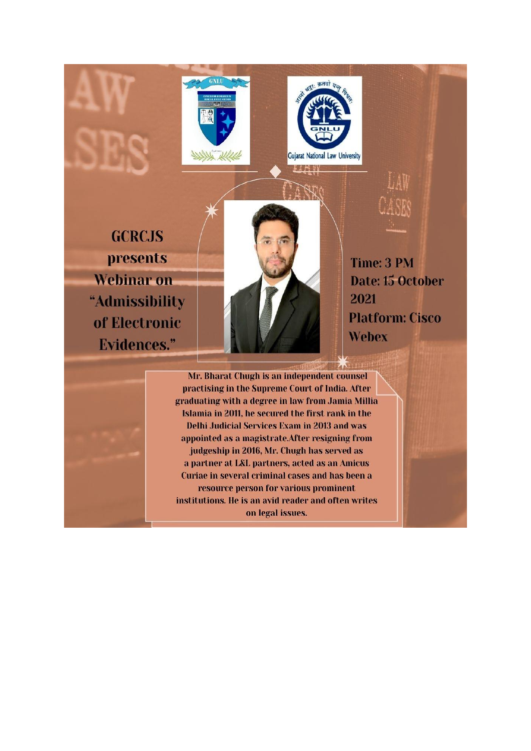Gujarat National Law University

**GCRCJS presents Webinar on "Admissibility of Electronic Evidences."**

**Time: 3 PM**
**Date: 15 October 2021**
**Platform: Cisco Webex**

Mr. Bharat Chugh is an independent counsel practising in the Supreme Court of India. After graduating with a degree in law from Jamia Millia Islamia in 2011, he secured the first rank in the Delhi Judicial Services Exam in 2013 and was appointed as a magistrate.After resigning from judgeship in 2016, Mr. Chugh has served as a partner at L&L partners, acted as an Amicus Curiae in several criminal cases and has been a resource person for various prominent institutions. He is an avid reader and often writes on legal issues.